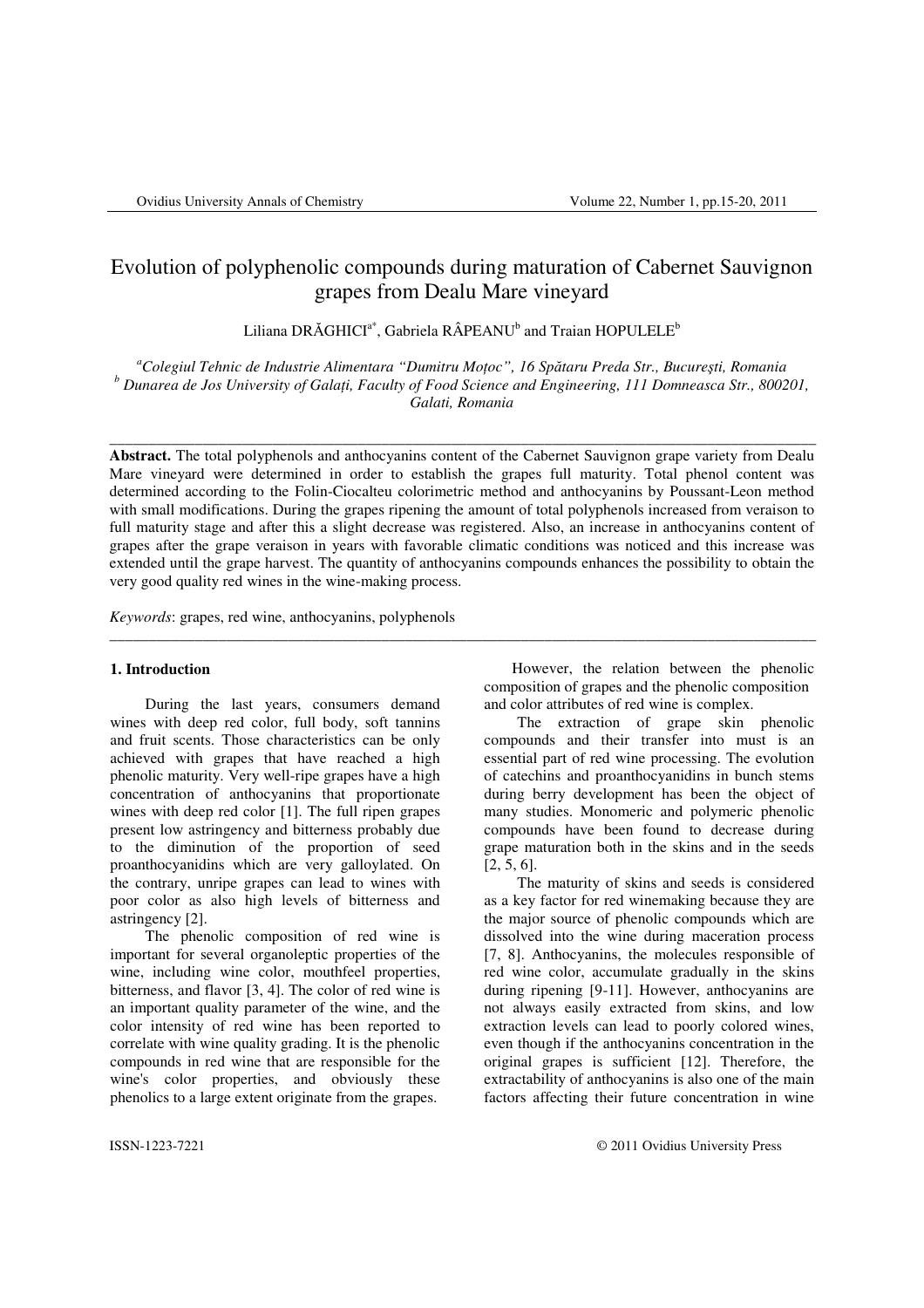# Evolution of polyphenolic compounds during maturation of Cabernet Sauvignon grapes from Dealu Mare vineyard

Liliana DRĂGHICI[a*], Gabriela RÂPEANU[b] and Traian HOPULELE[b]

[a]*Colegiul Tehnic de Industrie Alimentara "Dumitru Moțoc", 16 Spătaru Preda Str., București, Romania*
[b] *Dunarea de Jos University of Galați, Faculty of Food Science and Engineering, 111 Domneasca Str., 800201, Galati, Romania*

---

**Abstract.** The total polyphenols and anthocyanins content of the Cabernet Sauvignon grape variety from Dealu Mare vineyard were determined in order to establish the grapes full maturity. Total phenol content was determined according to the Folin-Ciocalteu colorimetric method and anthocyanins by Poussant-Leon method with small modifications. During the grapes ripening the amount of total polyphenols increased from veraison to full maturity stage and after this a slight decrease was registered. Also, an increase in anthocyanins content of grapes after the grape veraison in years with favorable climatic conditions was noticed and this increase was extended until the grape harvest. The quantity of anthocyanins compounds enhances the possibility to obtain the very good quality red wines in the wine-making process.

*Keywords*: grapes, red wine, anthocyanins, polyphenols

---

## 1. Introduction

During the last years, consumers demand wines with deep red color, full body, soft tannins and fruit scents. Those characteristics can be only achieved with grapes that have reached a high phenolic maturity. Very well-ripe grapes have a high concentration of anthocyanins that proportionate wines with deep red color [1]. The full ripen grapes present low astringency and bitterness probably due to the diminution of the proportion of seed proanthocyanidins which are very galloylated. On the contrary, unripe grapes can lead to wines with poor color as also high levels of bitterness and astringency [2].

The phenolic composition of red wine is important for several organoleptic properties of the wine, including wine color, mouthfeel properties, bitterness, and flavor [3, 4]. The color of red wine is an important quality parameter of the wine, and the color intensity of red wine has been reported to correlate with wine quality grading. It is the phenolic compounds in red wine that are responsible for the wine's color properties, and obviously these phenolics to a large extent originate from the grapes.

However, the relation between the phenolic composition of grapes and the phenolic composition and color attributes of red wine is complex.

The extraction of grape skin phenolic compounds and their transfer into must is an essential part of red wine processing. The evolution of catechins and proanthocyanidins in bunch stems during berry development has been the object of many studies. Monomeric and polymeric phenolic compounds have been found to decrease during grape maturation both in the skins and in the seeds [2, 5, 6].

The maturity of skins and seeds is considered as a key factor for red winemaking because they are the major source of phenolic compounds which are dissolved into the wine during maceration process [7, 8]. Anthocyanins, the molecules responsible of red wine color, accumulate gradually in the skins during ripening [9-11]. However, anthocyanins are not always easily extracted from skins, and low extraction levels can lead to poorly colored wines, even though if the anthocyanins concentration in the original grapes is sufficient [12]. Therefore, the extractability of anthocyanins is also one of the main factors affecting their future concentration in wine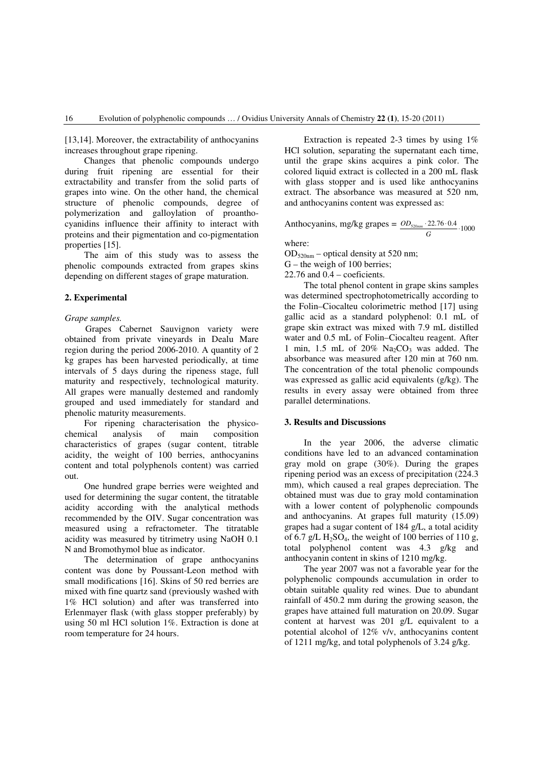[13,14]. Moreover, the extractability of anthocyanins increases throughout grape ripening.

Changes that phenolic compounds undergo during fruit ripening are essential for their extractability and transfer from the solid parts of grapes into wine. On the other hand, the chemical structure of phenolic compounds, degree of polymerization and galloylation of proanthocyanidins influence their affinity to interact with proteins and their pigmentation and co-pigmentation properties [15].

The aim of this study was to assess the phenolic compounds extracted from grapes skins depending on different stages of grape maturation.

## 2. Experimental

*Grape samples.*

Grapes Cabernet Sauvignon variety were obtained from private vineyards in Dealu Mare region during the period 2006-2010. A quantity of 2 kg grapes has been harvested periodically, at time intervals of 5 days during the ripeness stage, full maturity and respectively, technological maturity. All grapes were manually destemed and randomly grouped and used immediately for standard and phenolic maturity measurements.

For ripening characterisation the physico-chemical analysis of main composition characteristics of grapes (sugar content, titrable acidity, the weight of 100 berries, anthocyanins content and total polyphenols content) was carried out.

One hundred grape berries were weighted and used for determining the sugar content, the titratable acidity according with the analytical methods recommended by the OIV. Sugar concentration was measured using a refractometer. The titratable acidity was measured by titrimetry using NaOH 0.1 N and Bromothymol blue as indicator.

The determination of grape anthocyanins content was done by Poussant-Leon method with small modifications [16]. Skins of 50 red berries are mixed with fine quartz sand (previously washed with 1% HCl solution) and after was transferred into Erlenmayer flask (with glass stopper preferably) by using 50 ml HCl solution 1%. Extraction is done at room temperature for 24 hours.

Extraction is repeated 2-3 times by using 1% HCl solution, separating the supernatant each time, until the grape skins acquires a pink color. The colored liquid extract is collected in a 200 mL flask with glass stopper and is used like anthocyanins extract. The absorbance was measured at 520 nm, and anthocyanins content was expressed as:

$$\text{Anthocyanins, mg/kg grapes} = \frac{OD_{520nm} \cdot 22.76 \cdot 0.4}{G} \cdot 1000$$

where:

$OD_{520nm}$ – optical density at 520 nm;

G – the weigh of 100 berries;

22.76 and 0.4 – coeficients.

The total phenol content in grape skins samples was determined spectrophotometrically according to the Folin–Ciocalteu colorimetric method [17] using gallic acid as a standard polyphenol: 0.1 mL of grape skin extract was mixed with 7.9 mL distilled water and 0.5 mL of Folin–Ciocalteu reagent. After 1 min, 1.5 mL of 20% $Na_2CO_3$ was added. The absorbance was measured after 120 min at 760 nm. The concentration of the total phenolic compounds was expressed as gallic acid equivalents (g/kg). The results in every assay were obtained from three parallel determinations.

## 3. Results and Discussions

In the year 2006, the adverse climatic conditions have led to an advanced contamination gray mold on grape (30%). During the grapes ripening period was an excess of precipitation (224.3 mm), which caused a real grapes depreciation. The obtained must was due to gray mold contamination with a lower content of polyphenolic compounds and anthocyanins. At grapes full maturity (15.09) grapes had a sugar content of 184 g/L, a total acidity of 6.7 g/L $H_2SO_4$, the weight of 100 berries of 110 g, total polyphenol content was 4.3 g/kg and anthocyanin content in skins of 1210 mg/kg.

The year 2007 was not a favorable year for the polyphenolic compounds accumulation in order to obtain suitable quality red wines. Due to abundant rainfall of 450.2 mm during the growing season, the grapes have attained full maturation on 20.09. Sugar content at harvest was 201 g/L equivalent to a potential alcohol of 12% v/v, anthocyanins content of 1211 mg/kg, and total polyphenols of 3.24 g/kg.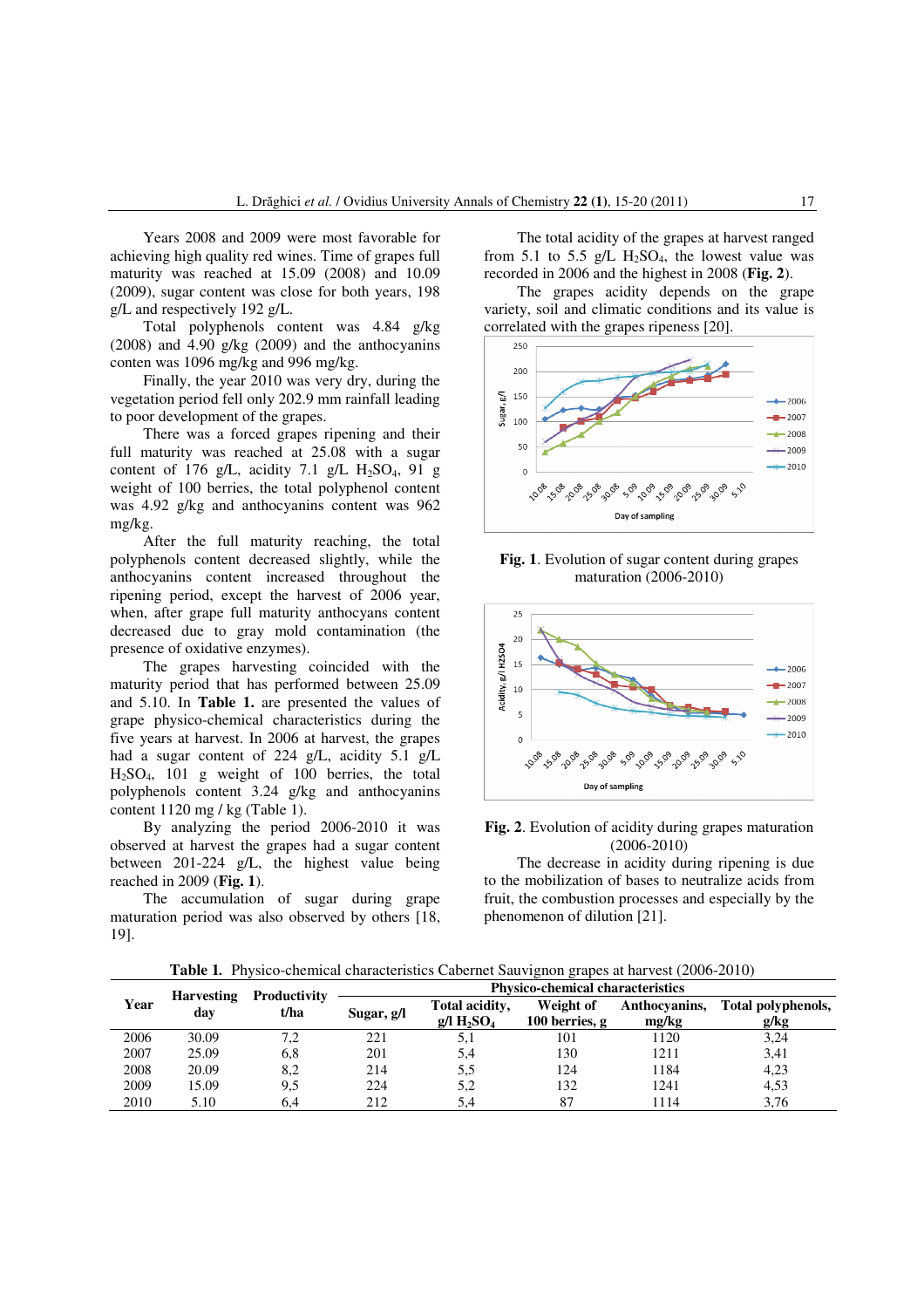Years 2008 and 2009 were most favorable for achieving high quality red wines. Time of grapes full maturity was reached at 15.09 (2008) and 10.09 (2009), sugar content was close for both years, 198 g/L and respectively 192 g/L.

Total polyphenols content was 4.84 g/kg (2008) and 4.90 g/kg (2009) and the anthocyanins conten was 1096 mg/kg and 996 mg/kg.

Finally, the year 2010 was very dry, during the vegetation period fell only 202.9 mm rainfall leading to poor development of the grapes.

There was a forced grapes ripening and their full maturity was reached at 25.08 with a sugar content of 176 g/L, acidity 7.1 g/L $H_2SO_4$, 91 g weight of 100 berries, the total polyphenol content was 4.92 g/kg and anthocyanins content was 962 mg/kg.

After the full maturity reaching, the total polyphenols content decreased slightly, while the anthocyanins content increased throughout the ripening period, except the harvest of 2006 year, when, after grape full maturity anthocyans content decreased due to gray mold contamination (the presence of oxidative enzymes).

The grapes harvesting coincided with the maturity period that has performed between 25.09 and 5.10. In **Table 1.** are presented the values of grape physico-chemical characteristics during the five years at harvest. In 2006 at harvest, the grapes had a sugar content of 224 g/L, acidity 5.1 g/L $H_2SO_4$, 101 g weight of 100 berries, the total polyphenols content 3.24 g/kg and anthocyanins content 1120 mg / kg (Table 1).

By analyzing the period 2006-2010 it was observed at harvest the grapes had a sugar content between 201-224 g/L, the highest value being reached in 2009 (**Fig. 1**).

The accumulation of sugar during grape maturation period was also observed by others [18, 19].

The total acidity of the grapes at harvest ranged from 5.1 to 5.5 g/L $H_2SO_4$, the lowest value was recorded in 2006 and the highest in 2008 (**Fig. 2**).

The grapes acidity depends on the grape variety, soil and climatic conditions and its value is correlated with the grapes ripeness [20].

**Fig. 1**. Evolution of sugar content during grapes maturation (2006-2010)

**Fig. 2**. Evolution of acidity during grapes maturation (2006-2010)

The decrease in acidity during ripening is due to the mobilization of bases to neutralize acids from fruit, the combustion processes and especially by the phenomenon of dilution [21].

**Table 1.** Physico-chemical characteristics Cabernet Sauvignon grapes at harvest (2006-2010)

| Year | Harvesting day | Productivity t/ha | Physico-chemical characteristics | | | | |
|---|---|---|---|---|---|---|---|
| | | | Sugar, g/l | Total acidity, g/l $H_2SO_4$ | Weight of 100 berries, g | Anthocyanins, mg/kg | Total polyphenols, g/kg |
| 2006 | 30.09 | 7,2 | 221 | 5,1 | 101 | 1120 | 3,24 |
| 2007 | 25.09 | 6,8 | 201 | 5,4 | 130 | 1211 | 3,41 |
| 2008 | 20.09 | 8,2 | 214 | 5,5 | 124 | 1184 | 4,23 |
| 2009 | 15.09 | 9,5 | 224 | 5,2 | 132 | 1241 | 4,53 |
| 2010 | 5.10 | 6,4 | 212 | 5,4 | 87 | 1114 | 3,76 |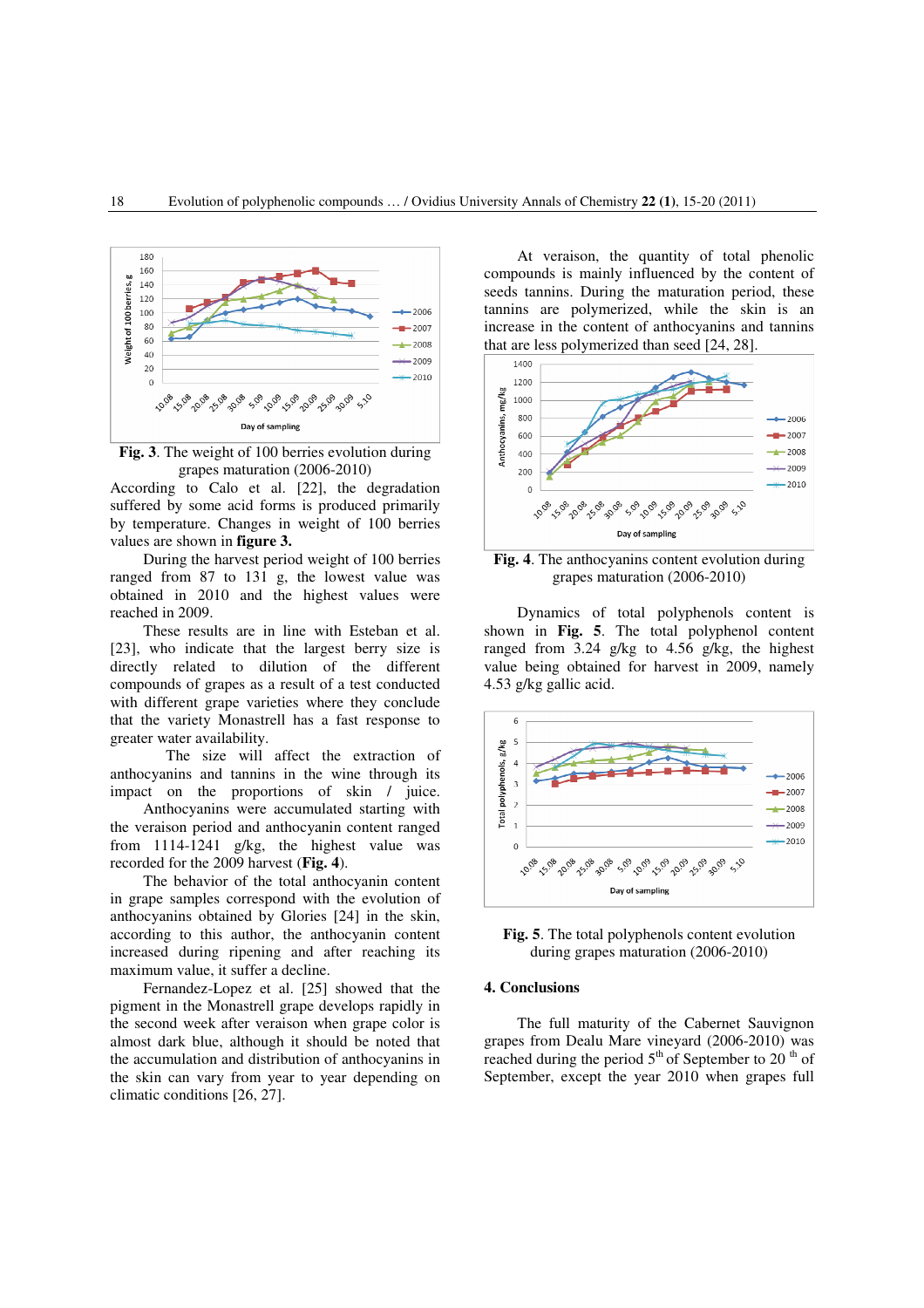Fig. 3. The weight of 100 berries evolution during grapes maturation (2006-2010)

According to Calo et al. [22], the degradation suffered by some acid forms is produced primarily by temperature. Changes in weight of 100 berries values are shown in **figure 3.**

During the harvest period weight of 100 berries ranged from 87 to 131 g, the lowest value was obtained in 2010 and the highest values were reached in 2009.

These results are in line with Esteban et al. [23], who indicate that the largest berry size is directly related to dilution of the different compounds of grapes as a result of a test conducted with different grape varieties where they conclude that the variety Monastrell has a fast response to greater water availability.

The size will affect the extraction of anthocyanins and tannins in the wine through its impact on the proportions of skin / juice. Anthocyanins were accumulated starting with the veraison period and anthocyanin content ranged from 1114-1241 g/kg, the highest value was recorded for the 2009 harvest (**Fig. 4**).

The behavior of the total anthocyanin content in grape samples correspond with the evolution of anthocyanins obtained by Glories [24] in the skin, according to this author, the anthocyanin content increased during ripening and after reaching its maximum value, it suffer a decline.

Fernandez-Lopez et al. [25] showed that the pigment in the Monastrell grape develops rapidly in the second week after veraison when grape color is almost dark blue, although it should be noted that the accumulation and distribution of anthocyanins in the skin can vary from year to year depending on climatic conditions [26, 27].

At veraison, the quantity of total phenolic compounds is mainly influenced by the content of seeds tannins. During the maturation period, these tannins are polymerized, while the skin is an increase in the content of anthocyanins and tannins that are less polymerized than seed [24, 28].

**Fig. 4**. The anthocyanins content evolution during grapes maturation (2006-2010)

Dynamics of total polyphenols content is shown in **Fig. 5**. The total polyphenol content ranged from 3.24 g/kg to 4.56 g/kg, the highest value being obtained for harvest in 2009, namely 4.53 g/kg gallic acid.

**Fig. 5**. The total polyphenols content evolution during grapes maturation (2006-2010)

## 4. Conclusions

The full maturity of the Cabernet Sauvignon grapes from Dealu Mare vineyard (2006-2010) was reached during the period 5th of September to 20th of September, except the year 2010 when grapes full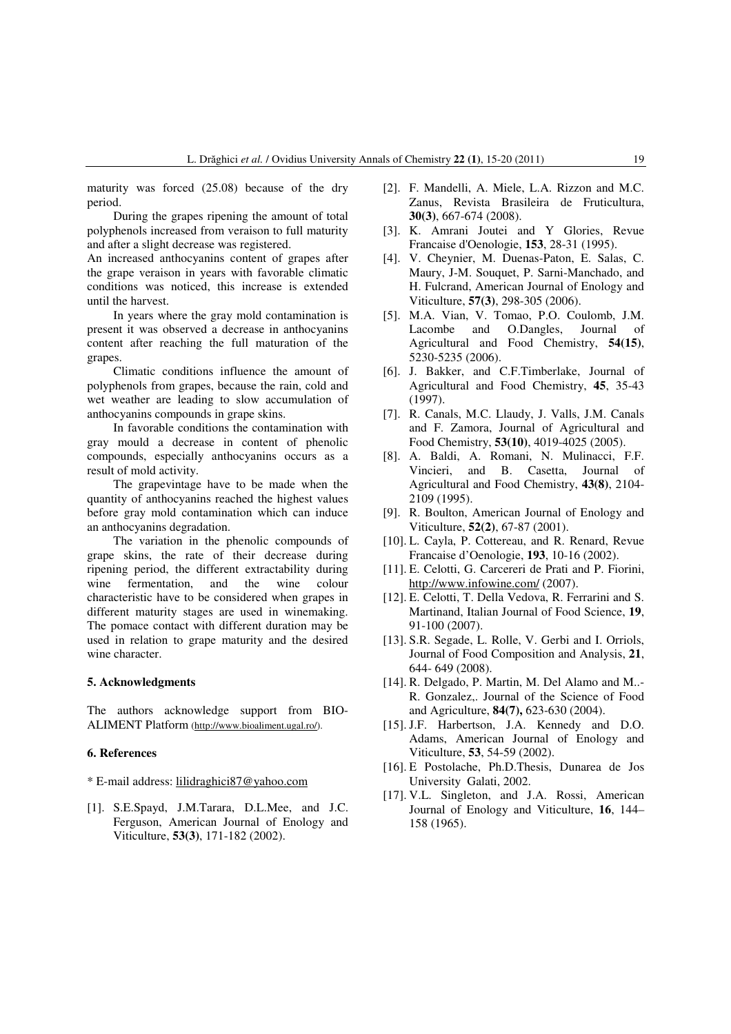maturity was forced (25.08) because of the dry period.

During the grapes ripening the amount of total polyphenols increased from veraison to full maturity and after a slight decrease was registered.

An increased anthocyanins content of grapes after the grape veraison in years with favorable climatic conditions was noticed, this increase is extended until the harvest.

In years where the gray mold contamination is present it was observed a decrease in anthocyanins content after reaching the full maturation of the grapes.

Climatic conditions influence the amount of polyphenols from grapes, because the rain, cold and wet weather are leading to slow accumulation of anthocyanins compounds in grape skins.

In favorable conditions the contamination with gray mould a decrease in content of phenolic compounds, especially anthocyanins occurs as a result of mold activity.

The grapevintage have to be made when the quantity of anthocyanins reached the highest values before gray mold contamination which can induce an anthocyanins degradation.

The variation in the phenolic compounds of grape skins, the rate of their decrease during ripening period, the different extractability during wine fermentation, and the wine colour characteristic have to be considered when grapes in different maturity stages are used in winemaking. The pomace contact with different duration may be used in relation to grape maturity and the desired wine character.

## 5. Acknowledgments

The authors acknowledge support from BIO-ALIMENT Platform (http://www.bioaliment.ugal.ro/).

## 6. References

* E-mail address: lilidraghici87@yahoo.com

[1]. S.E.Spayd, J.M.Tarara, D.L.Mee, and J.C. Ferguson, American Journal of Enology and Viticulture, **53(3)**, 171-182 (2002).

[2]. F. Mandelli, A. Miele, L.A. Rizzon and M.C. Zanus, Revista Brasileira de Fruticultura, **30(3)**, 667-674 (2008).

[3]. K. Amrani Joutei and Y Glories, Revue Francaise d'Oenologie, **153**, 28-31 (1995).

[4]. V. Cheynier, M. Duenas-Paton, E. Salas, C. Maury, J-M. Souquet, P. Sarni-Manchado, and H. Fulcrand, American Journal of Enology and Viticulture, **57(3)**, 298-305 (2006).

[5]. M.A. Vian, V. Tomao, P.O. Coulomb, J.M. Lacombe and O.Dangles, Journal of Agricultural and Food Chemistry, **54(15)**, 5230-5235 (2006).

[6]. J. Bakker, and C.F.Timberlake, Journal of Agricultural and Food Chemistry, **45**, 35-43 (1997).

[7]. R. Canals, M.C. Llaudy, J. Valls, J.M. Canals and F. Zamora, Journal of Agricultural and Food Chemistry, **53(10)**, 4019-4025 (2005).

[8]. A. Baldi, A. Romani, N. Mulinacci, F.F. Vincieri, and B. Casetta, Journal of Agricultural and Food Chemistry, **43(8)**, 2104-2109 (1995).

[9]. R. Boulton, American Journal of Enology and Viticulture, **52(2)**, 67-87 (2001).

[10]. L. Cayla, P. Cottereau, and R. Renard, Revue Francaise d'Oenologie, **193**, 10-16 (2002).

[11]. E. Celotti, G. Carcereri de Prati and P. Fiorini, http://www.infowine.com/ (2007).

[12]. E. Celotti, T. Della Vedova, R. Ferrarini and S. Martinand, Italian Journal of Food Science, **19**, 91-100 (2007).

[13]. S.R. Segade, L. Rolle, V. Gerbi and I. Orriols, Journal of Food Composition and Analysis, **21**, 644- 649 (2008).

[14]. R. Delgado, P. Martin, M. Del Alamo and M..-R. Gonzalez,. Journal of the Science of Food and Agriculture, **84(7),** 623-630 (2004).

[15]. J.F. Harbertson, J.A. Kennedy and D.O. Adams, American Journal of Enology and Viticulture, **53**, 54-59 (2002).

[16]. E Postolache, Ph.D.Thesis, Dunarea de Jos University Galati, 2002.

[17]. V.L. Singleton, and J.A. Rossi, American Journal of Enology and Viticulture, **16**, 144–158 (1965).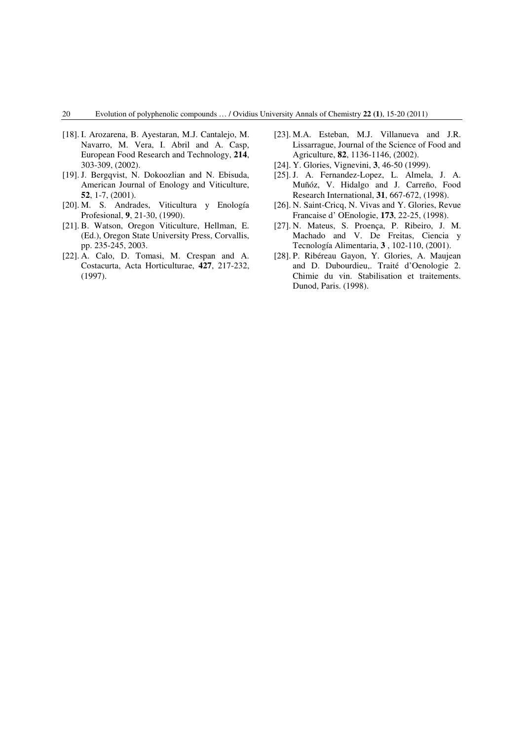[18]. I. Arozarena, B. Ayestaran, M.J. Cantalejo, M. Navarro, M. Vera, I. Abril and A. Casp, European Food Research and Technology, **214**, 303-309, (2002).

[19]. J. Bergqvist, N. Dokoozlian and N. Ebisuda, American Journal of Enology and Viticulture, **52**, 1-7, (2001).

[20]. M. S. Andrades, Viticultura y Enología Profesional, **9**, 21-30, (1990).

[21]. B. Watson, Oregon Viticulture, Hellman, E. (Ed.), Oregon State University Press, Corvallis, pp. 235-245, 2003.

[22]. A. Calo, D. Tomasi, M. Crespan and A. Costacurta, Acta Horticulturae, **427**, 217-232, (1997).

[23]. M.A. Esteban, M.J. Villanueva and J.R. Lissarrague, Journal of the Science of Food and Agriculture, **82**, 1136-1146, (2002).

[24]. Y. Glories, Vignevini, **3**, 46-50 (1999).

[25]. J. A. Fernandez-Lopez, L. Almela, J. A. Muñóz, V. Hidalgo and J. Carreño, Food Research International, **31**, 667-672, (1998).

[26]. N. Saint-Cricq, N. Vivas and Y. Glories, Revue Francaise d' OEnologie, **173**, 22-25, (1998).

[27]. N. Mateus, S. Proença, P. Ribeiro, J. M. Machado and V. De Freitas, Ciencia y Tecnología Alimentaria, **3** , 102-110, (2001).

[28]. P. Ribéreau Gayon, Y. Glories, A. Maujean and D. Dubourdieu,. Traité d'Oenologie 2. Chimie du vin. Stabilisation et traitements. Dunod, Paris. (1998).